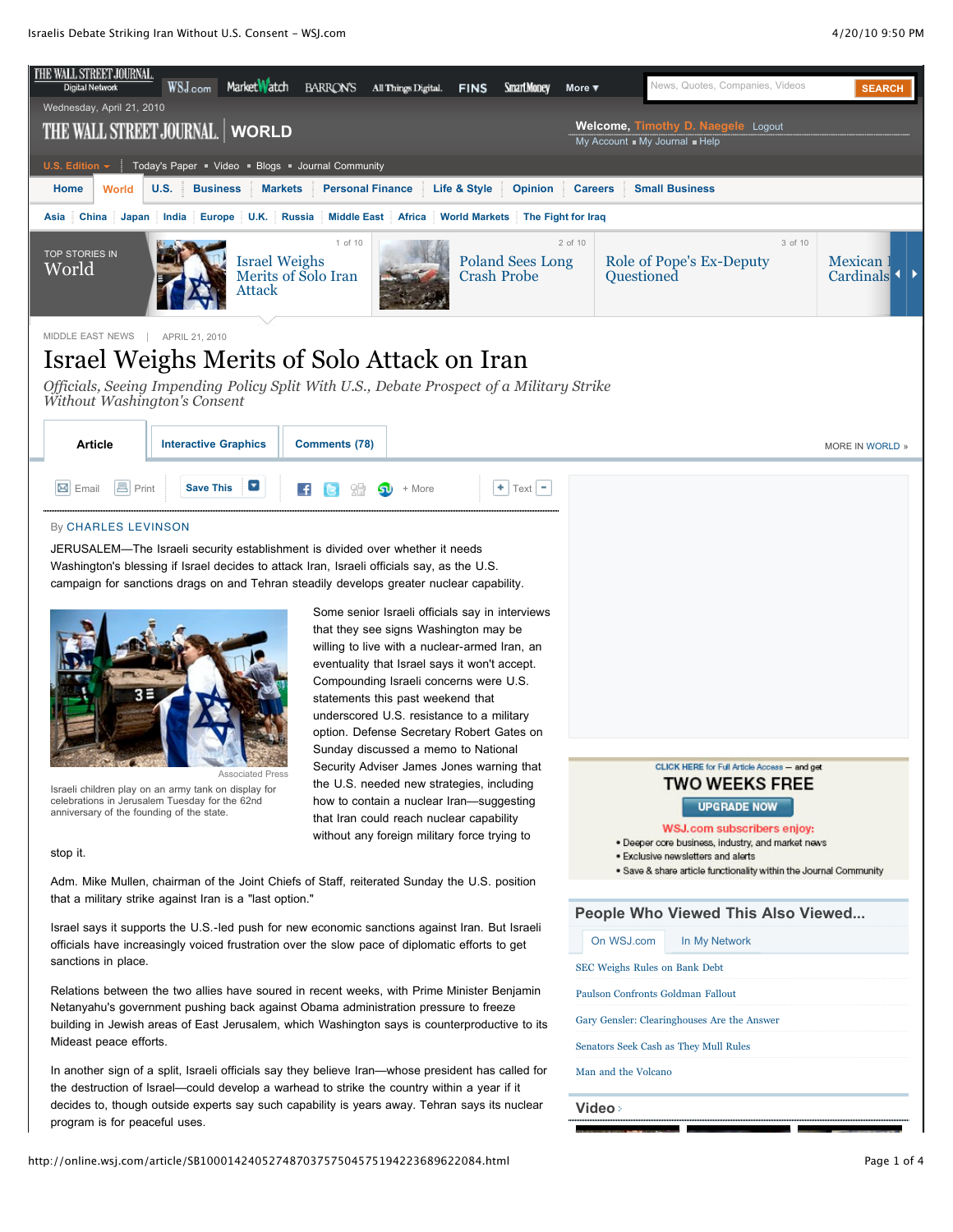MIDDLE EAST NEWS | APRIL 21, 2010

# Israel Weighs Merits of Solo Attack on Iran

*Officials, Seeing Impending Policy Split With U.S., Debate Prospect of a Military Strike Without Washington's Consent*

By CHARLES LEVINSON

JERUSALEM—The Israeli security establishment is divided over whether it needs Washington's blessing if Israel decides to attack Iran, Israeli officials say, as the U.S. campaign for sanctions drags on and Tehran steadily develops greater nuclear capability.

Associated Press

Israeli children play on an army tank on display for celebrations in Jerusalem Tuesday for the 62nd anniversary of the founding of the state.

Some senior Israeli officials say in interviews that they see signs Washington may be willing to live with a nuclear-armed Iran, an eventuality that Israel says it won't accept. Compounding Israeli concerns were U.S. statements this past weekend that underscored U.S. resistance to a military option. Defense Secretary Robert Gates on Sunday discussed a memo to National Security Adviser James Jones warning that the U.S. needed new strategies, including how to contain a nuclear Iran—suggesting that Iran could reach nuclear capability without any foreign military force trying to stop it.

Adm. Mike Mullen, chairman of the Joint Chiefs of Staff, reiterated Sunday the U.S. position that a military strike against Iran is a "last option."

Israel says it supports the U.S.-led push for new economic sanctions against Iran. But Israeli officials have increasingly voiced frustration over the slow pace of diplomatic efforts to get sanctions in place.

Relations between the two allies have soured in recent weeks, with Prime Minister Benjamin Netanyahu's government pushing back against Obama administration pressure to freeze building in Jewish areas of East Jerusalem, which Washington says is counterproductive to its Mideast peace efforts.

In another sign of a split, Israeli officials say they believe Iran—whose president has called for the destruction of Israel—could develop a warhead to strike the country within a year if it decides to, though outside experts say such capability is years away. Tehran says its nuclear program is for peaceful uses.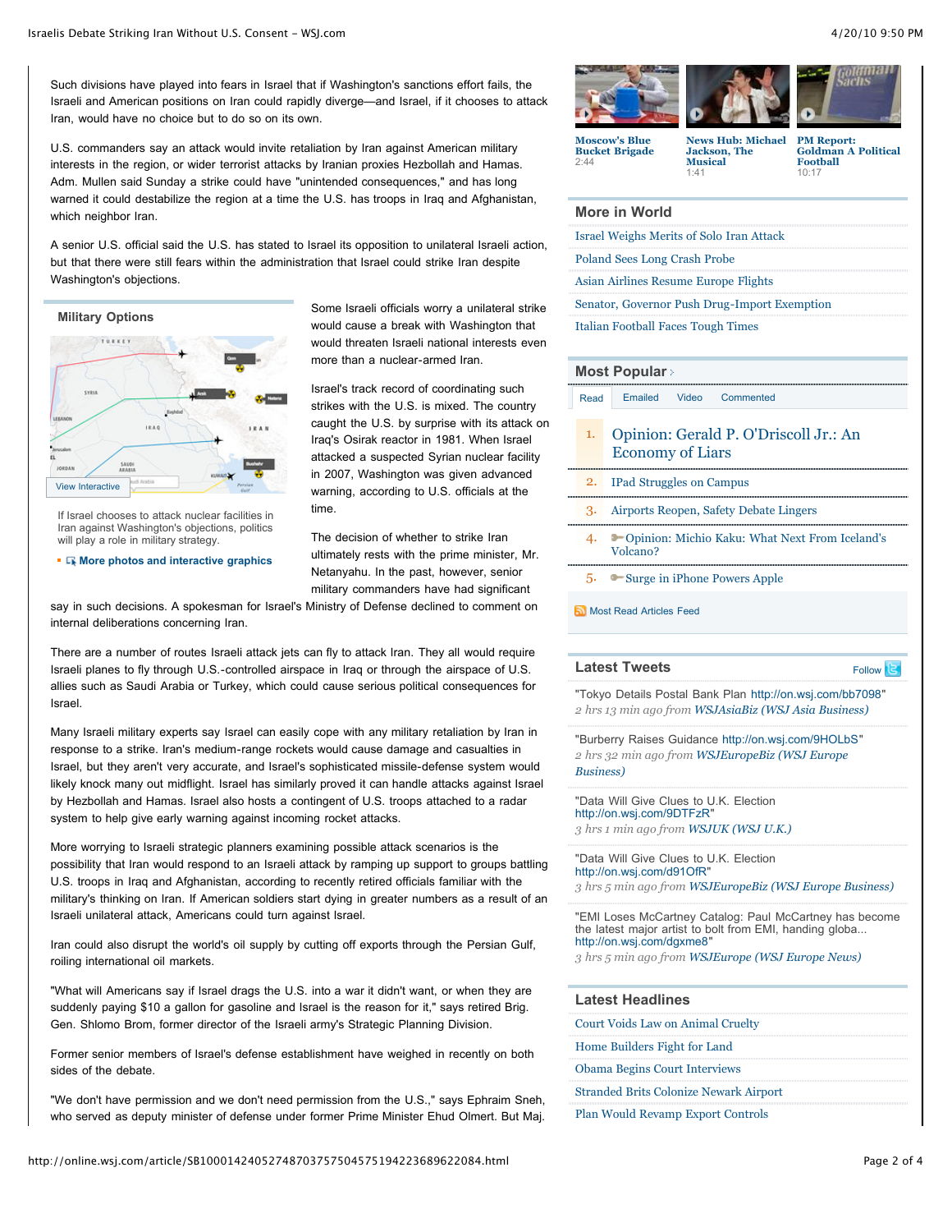Such divisions have played into fears in Israel that if Washington's sanctions effort fails, the Israeli and American positions on Iran could rapidly diverge—and Israel, if it chooses to attack Iran, would have no choice but to do so on its own.

U.S. commanders say an attack would invite retaliation by Iran against American military interests in the region, or wider terrorist attacks by Iranian proxies Hezbollah and Hamas. Adm. Mullen said Sunday a strike could have "unintended consequences," and has long warned it could destabilize the region at a time the U.S. has troops in Iraq and Afghanistan, which neighbor Iran.

A senior U.S. official said the U.S. has stated to Israel its opposition to unilateral Israeli action, but that there were still fears within the administration that Israel could strike Iran despite Washington's objections.

**Military Options**

View Interactive

If Israel chooses to attack nuclear facilities in Iran against Washington's objections, politics will play a role in military strategy.

**More photos and interactive graphics**

Some Israeli officials worry a unilateral strike would cause a break with Washington that would threaten Israeli national interests even more than a nuclear-armed Iran.

Israel's track record of coordinating such strikes with the U.S. is mixed. The country caught the U.S. by surprise with its attack on Iraq's Osirak reactor in 1981. When Israel attacked a suspected Syrian nuclear facility in 2007, Washington was given advanced warning, according to U.S. officials at the time.

The decision of whether to strike Iran ultimately rests with the prime minister, Mr. Netanyahu. In the past, however, senior military commanders have had significant say in such decisions. A spokesman for Israel's Ministry of Defense declined to comment on internal deliberations concerning Iran.

There are a number of routes Israeli attack jets can fly to attack Iran. They all would require Israeli planes to fly through U.S.-controlled airspace in Iraq or through the airspace of U.S. allies such as Saudi Arabia or Turkey, which could cause serious political consequences for Israel.

Many Israeli military experts say Israel can easily cope with any military retaliation by Iran in response to a strike. Iran's medium-range rockets would cause damage and casualties in Israel, but they aren't very accurate, and Israel's sophisticated missile-defense system would likely knock many out midflight. Israel has similarly proved it can handle attacks against Israel by Hezbollah and Hamas. Israel also hosts a contingent of U.S. troops attached to a radar system to help give early warning against incoming rocket attacks.

More worrying to Israeli strategic planners examining possible attack scenarios is the possibility that Iran would respond to an Israeli attack by ramping up support to groups battling U.S. troops in Iraq and Afghanistan, according to recently retired officials familiar with the military's thinking on Iran. If American soldiers start dying in greater numbers as a result of an Israeli unilateral attack, Americans could turn against Israel.

Iran could also disrupt the world's oil supply by cutting off exports through the Persian Gulf, roiling international oil markets.

"What will Americans say if Israel drags the U.S. into a war it didn't want, or when they are suddenly paying $10 a gallon for gasoline and Israel is the reason for it," says retired Brig. Gen. Shlomo Brom, former director of the Israeli army's Strategic Planning Division.

Former senior members of Israel's defense establishment have weighed in recently on both sides of the debate.

"We don't have permission and we don't need permission from the U.S.," says Ephraim Sneh, who served as deputy minister of defense under former Prime Minister Ehud Olmert. But Maj.

Moscow's Blue Bucket Brigade 2:44

News Hub: Michael Jackson, The Musical 1:41

PM Report: Goldman A Political Football 10:17

## More in World

- Israel Weighs Merits of Solo Iran Attack
- Poland Sees Long Crash Probe
- Asian Airlines Resume Europe Flights
- Senator, Governor Push Drug-Import Exemption
- Italian Football Faces Tough Times

## Most Popular

Read | Emailed | Video | Commented

1. Opinion: Gerald P. O'Driscoll Jr.: An Economy of Liars
2. IPad Struggles on Campus
3. Airports Reopen, Safety Debate Lingers
4. Opinion: Michio Kaku: What Next From Iceland's Volcano?
5. Surge in iPhone Powers Apple

Most Read Articles Feed

## Latest Tweets

Follow

"Tokyo Details Postal Bank Plan http://on.wsj.com/bb7098"
*2 hrs 13 min ago from WSJAsiaBiz (WSJ Asia Business)*

"Burberry Raises Guidance http://on.wsj.com/9HOLbS"
*2 hrs 32 min ago from WSJEuropeBiz (WSJ Europe Business)*

"Data Will Give Clues to U.K. Election http://on.wsj.com/9DTFzR"
*3 hrs 1 min ago from WSJUK (WSJ U.K.)*

"Data Will Give Clues to U.K. Election http://on.wsj.com/d91OfR"
*3 hrs 5 min ago from WSJEuropeBiz (WSJ Europe Business)*

"EMI Loses McCartney Catalog: Paul McCartney has become the latest major artist to bolt from EMI, handing globa... http://on.wsj.com/dgxme8"
*3 hrs 5 min ago from WSJEurope (WSJ Europe News)*

## Latest Headlines

- Court Voids Law on Animal Cruelty
- Home Builders Fight for Land
- Obama Begins Court Interviews
- Stranded Brits Colonize Newark Airport
- Plan Would Revamp Export Controls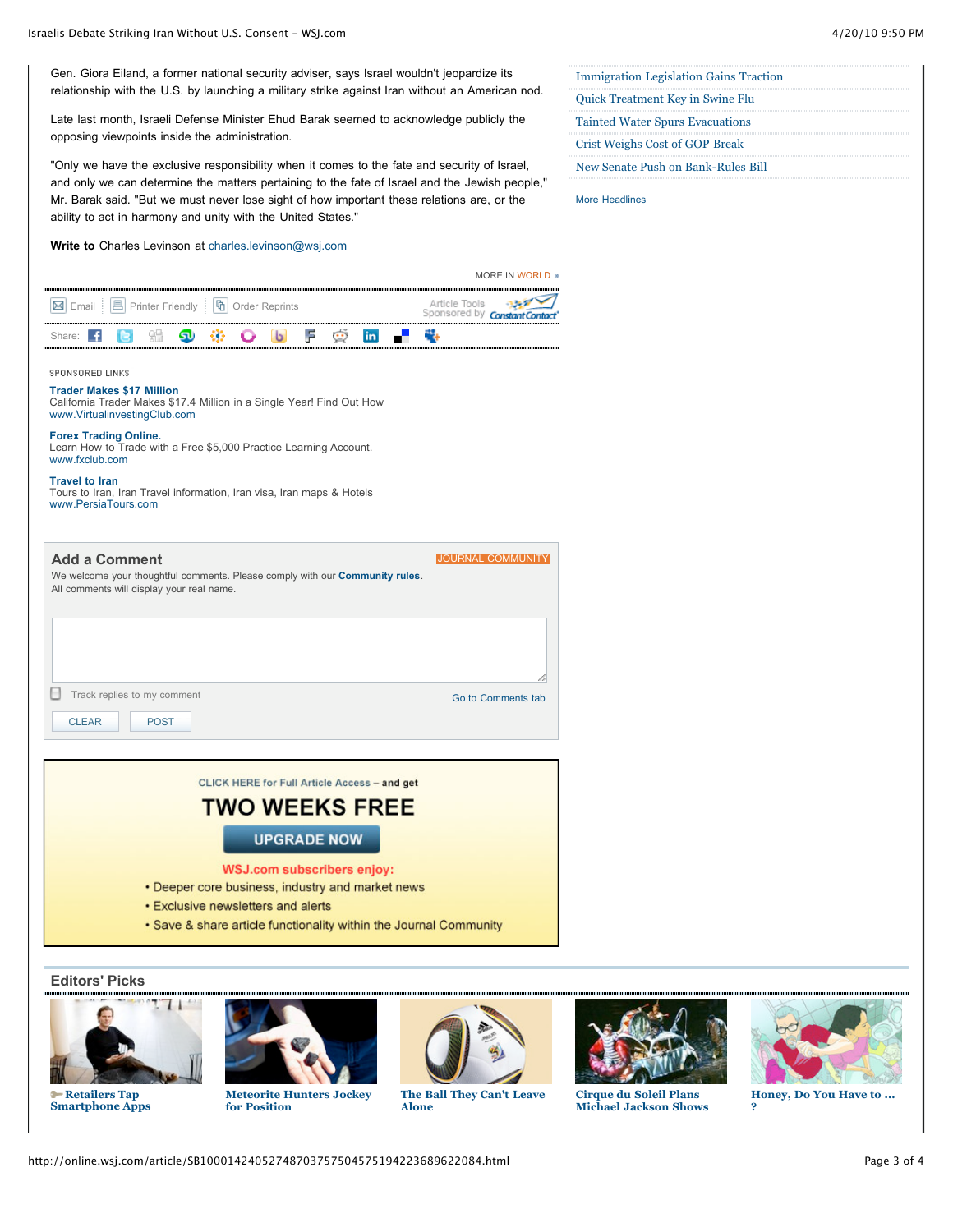Gen. Giora Eiland, a former national security adviser, says Israel wouldn't jeopardize its relationship with the U.S. by launching a military strike against Iran without an American nod.

Late last month, Israeli Defense Minister Ehud Barak seemed to acknowledge publicly the opposing viewpoints inside the administration.

"Only we have the exclusive responsibility when it comes to the fate and security of Israel, and only we can determine the matters pertaining to the fate of Israel and the Jewish people," Mr. Barak said. "But we must never lose sight of how important these relations are, or the ability to act in harmony and unity with the United States."

**Write to** Charles Levinson at charles.levinson@wsj.com

MORE IN WORLD »

Email | Printer Friendly | Order Reprints | Article Tools Sponsored by Constant Contact

Share:

SPONSORED LINKS

**Trader Makes $17 Million**
California Trader Makes $17.4 Million in a Single Year! Find Out How
www.VirtualinvestingClub.com

**Forex Trading Online.**
Learn How to Trade with a Free $5,000 Practice Learning Account.
www.fxclub.com

**Travel to Iran**
Tours to Iran, Iran Travel information, Iran visa, Iran maps & Hotels
www.PersiaTours.com

## Add a Comment

JOURNAL COMMUNITY

We welcome your thoughtful comments. Please comply with our **Community rules**.
All comments will display your real name.

Track replies to my comment

Go to Comments tab

CLEAR | POST

CLICK HERE for Full Article Access – and get

**TWO WEEKS FREE**

UPGRADE NOW

**WSJ.com subscribers enjoy:**

- Deeper core business, industry and market news
- Exclusive newsletters and alerts
- Save & share article functionality within the Journal Community

## Editors' Picks

**Retailers Tap Smartphone Apps**

**Meteorite Hunters Jockey for Position**

**The Ball They Can't Leave Alone**

**Cirque du Soleil Plans Michael Jackson Shows**

**Honey, Do You Have to ... ?**

- Immigration Legislation Gains Traction
- Quick Treatment Key in Swine Flu
- Tainted Water Spurs Evacuations
- Crist Weighs Cost of GOP Break
- New Senate Push on Bank-Rules Bill

More Headlines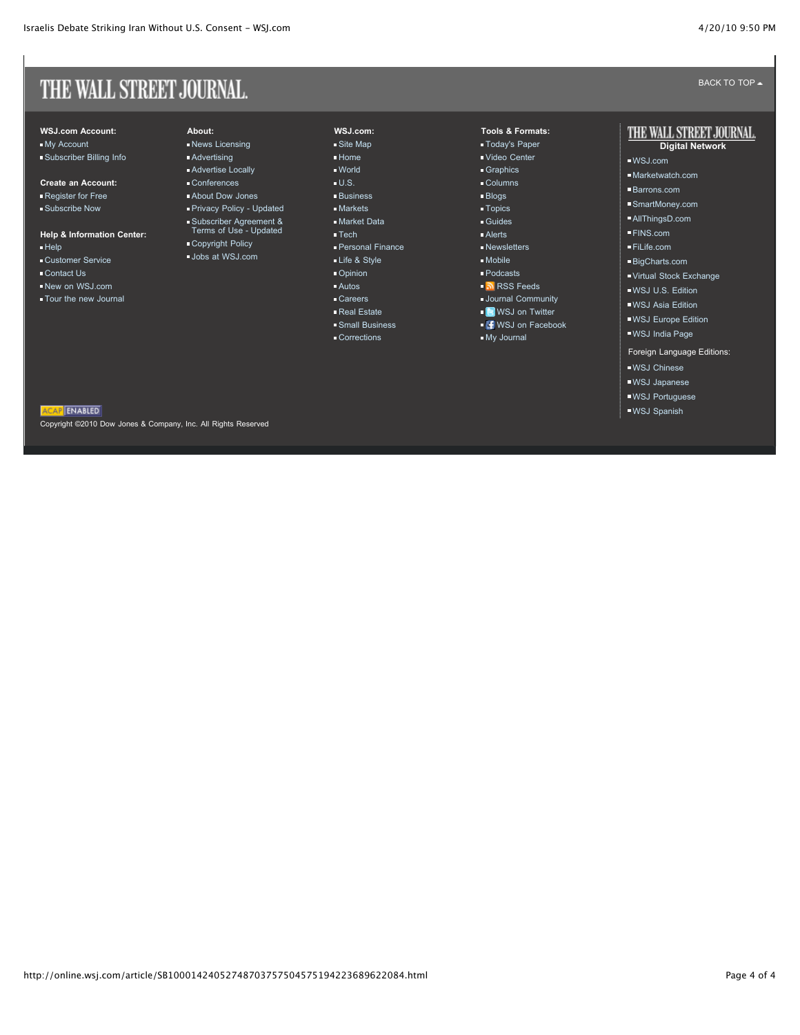# THE WALL STREET JOURNAL.

BACK TO TOP

**WSJ.com Account:**

- My Account
- Subscriber Billing Info

**Create an Account:**

- Register for Free
- Subscribe Now

**Help & Information Center:**

- Help
- Customer Service
- Contact Us
- New on WSJ.com
- Tour the new Journal

**About:**

- News Licensing
- Advertising
- Advertise Locally
- Conferences
- About Dow Jones
- Privacy Policy - Updated
- Subscriber Agreement & Terms of Use - Updated
- Copyright Policy
- Jobs at WSJ.com

**WSJ.com:**

- Site Map
- Home
- World
- U.S.
- Business
- Markets
- Market Data
- Tech
- Personal Finance
- Life & Style
- Opinion
- Autos
- Careers
- Real Estate
- Small Business
- Corrections

**Tools & Formats:**

- Today's Paper
- Video Center
- Graphics
- Columns
- Blogs
- Topics
- Guides
- Alerts
- Newsletters
- Mobile
- Podcasts
- RSS Feeds
- Journal Community
- WSJ on Twitter
- WSJ on Facebook
- My Journal

**THE WALL STREET JOURNAL. Digital Network**

- WSJ.com
- Marketwatch.com
- Barrons.com
- SmartMoney.com
- AllThingsD.com
- FINS.com
- FiLife.com
- BigCharts.com
- Virtual Stock Exchange
- WSJ U.S. Edition
- WSJ Asia Edition
- WSJ Europe Edition
- WSJ India Page

Foreign Language Editions:

- WSJ Chinese
- WSJ Japanese
- WSJ Portuguese
- WSJ Spanish

ACAP ENABLED

Copyright ©2010 Dow Jones & Company, Inc. All Rights Reserved